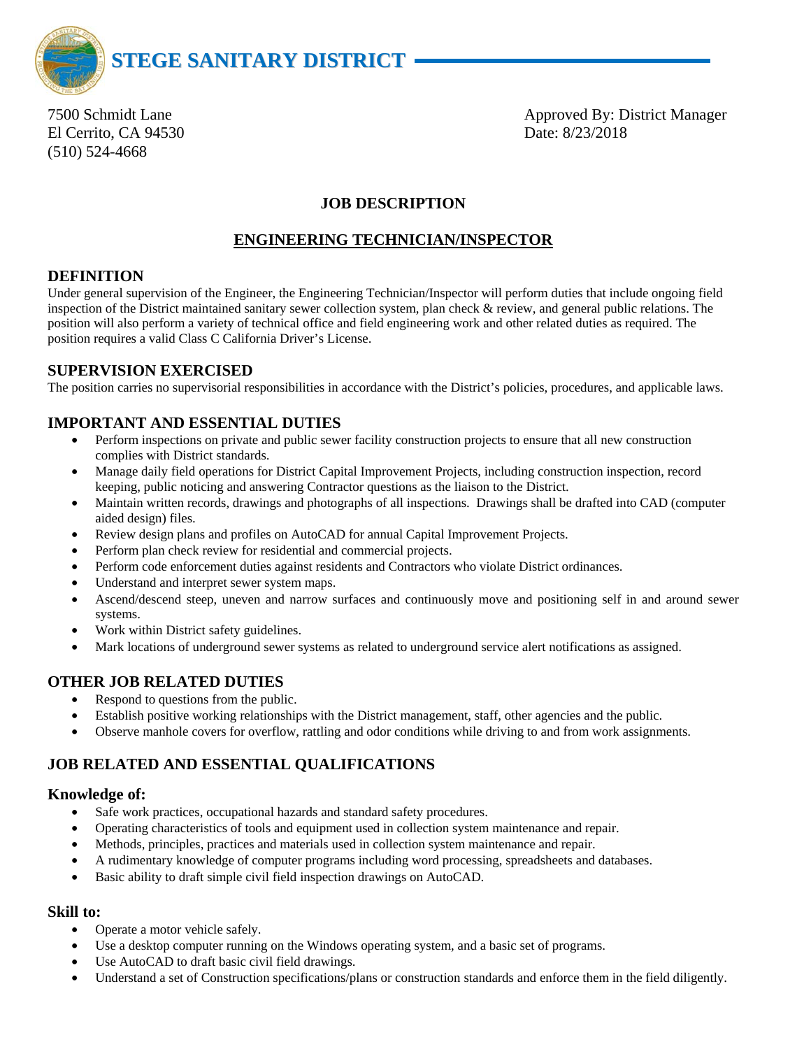# STEGE SANITARY DISTRICT

7500 Schmidt Lane
El Cerrito, CA 94530
(510) 524-4668

Approved By: District Manager
Date: 8/23/2018

## JOB DESCRIPTION

## ENGINEERING TECHNICIAN/INSPECTOR

### DEFINITION

Under general supervision of the Engineer, the Engineering Technician/Inspector will perform duties that include ongoing field inspection of the District maintained sanitary sewer collection system, plan check & review, and general public relations. The position will also perform a variety of technical office and field engineering work and other related duties as required. The position requires a valid Class C California Driver's License.

### SUPERVISION EXERCISED

The position carries no supervisorial responsibilities in accordance with the District's policies, procedures, and applicable laws.

### IMPORTANT AND ESSENTIAL DUTIES

- Perform inspections on private and public sewer facility construction projects to ensure that all new construction complies with District standards.
- Manage daily field operations for District Capital Improvement Projects, including construction inspection, record keeping, public noticing and answering Contractor questions as the liaison to the District.
- Maintain written records, drawings and photographs of all inspections. Drawings shall be drafted into CAD (computer aided design) files.
- Review design plans and profiles on AutoCAD for annual Capital Improvement Projects.
- Perform plan check review for residential and commercial projects.
- Perform code enforcement duties against residents and Contractors who violate District ordinances.
- Understand and interpret sewer system maps.
- Ascend/descend steep, uneven and narrow surfaces and continuously move and positioning self in and around sewer systems.
- Work within District safety guidelines.
- Mark locations of underground sewer systems as related to underground service alert notifications as assigned.

### OTHER JOB RELATED DUTIES

- Respond to questions from the public.
- Establish positive working relationships with the District management, staff, other agencies and the public.
- Observe manhole covers for overflow, rattling and odor conditions while driving to and from work assignments.

### JOB RELATED AND ESSENTIAL QUALIFICATIONS

#### Knowledge of:

- Safe work practices, occupational hazards and standard safety procedures.
- Operating characteristics of tools and equipment used in collection system maintenance and repair.
- Methods, principles, practices and materials used in collection system maintenance and repair.
- A rudimentary knowledge of computer programs including word processing, spreadsheets and databases.
- Basic ability to draft simple civil field inspection drawings on AutoCAD.

#### Skill to:

- Operate a motor vehicle safely.
- Use a desktop computer running on the Windows operating system, and a basic set of programs.
- Use AutoCAD to draft basic civil field drawings.
- Understand a set of Construction specifications/plans or construction standards and enforce them in the field diligently.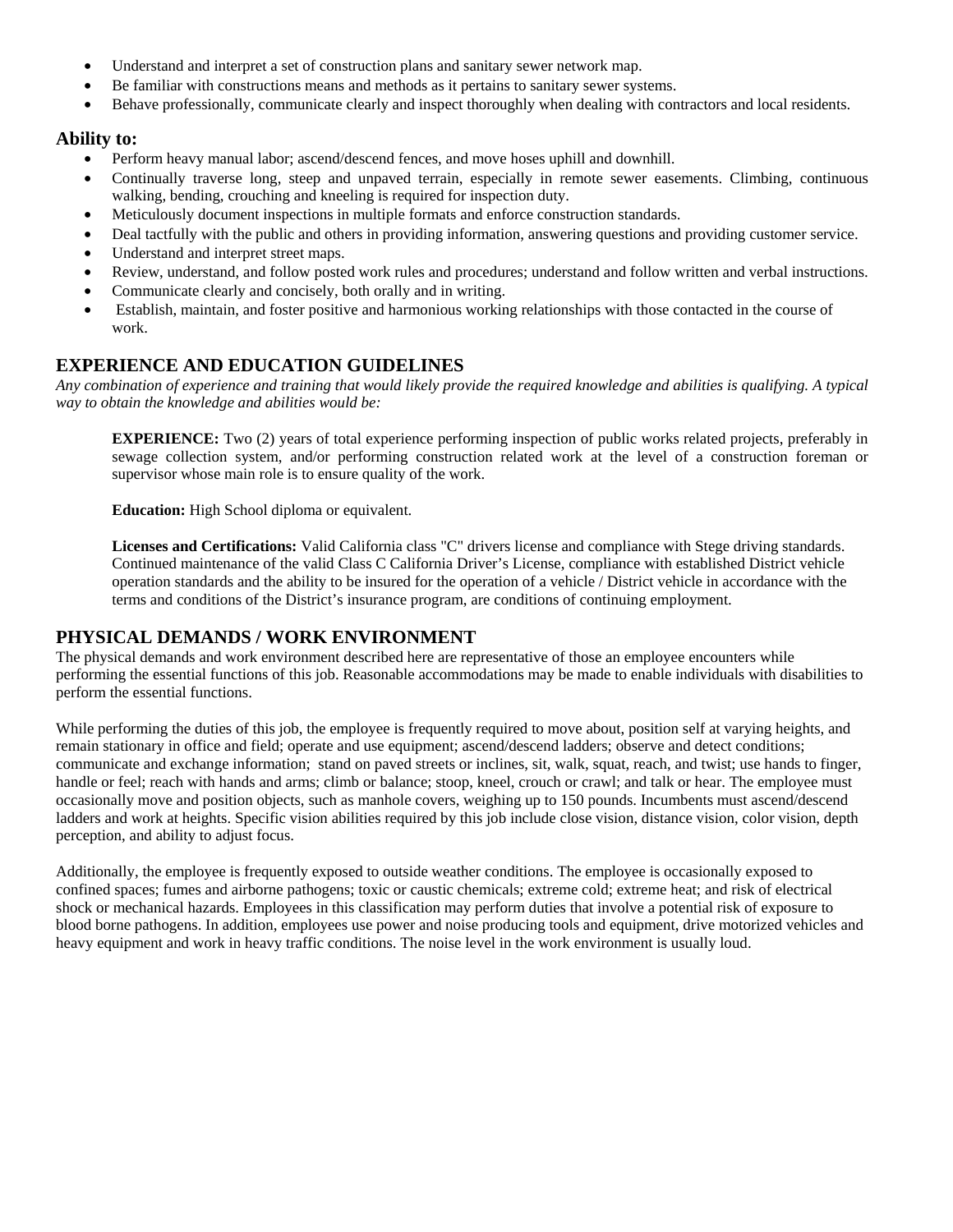- Understand and interpret a set of construction plans and sanitary sewer network map.
- Be familiar with constructions means and methods as it pertains to sanitary sewer systems.
- Behave professionally, communicate clearly and inspect thoroughly when dealing with contractors and local residents.

### Ability to:

- Perform heavy manual labor; ascend/descend fences, and move hoses uphill and downhill.
- Continually traverse long, steep and unpaved terrain, especially in remote sewer easements. Climbing, continuous walking, bending, crouching and kneeling is required for inspection duty.
- Meticulously document inspections in multiple formats and enforce construction standards.
- Deal tactfully with the public and others in providing information, answering questions and providing customer service.
- Understand and interpret street maps.
- Review, understand, and follow posted work rules and procedures; understand and follow written and verbal instructions.
- Communicate clearly and concisely, both orally and in writing.
- Establish, maintain, and foster positive and harmonious working relationships with those contacted in the course of work.

## EXPERIENCE AND EDUCATION GUIDELINES

*Any combination of experience and training that would likely provide the required knowledge and abilities is qualifying. A typical way to obtain the knowledge and abilities would be:*

> **EXPERIENCE:** Two (2) years of total experience performing inspection of public works related projects, preferably in sewage collection system, and/or performing construction related work at the level of a construction foreman or supervisor whose main role is to ensure quality of the work.
>
> **Education:** High School diploma or equivalent.
>
> **Licenses and Certifications:** Valid California class "C" drivers license and compliance with Stege driving standards. Continued maintenance of the valid Class C California Driver's License, compliance with established District vehicle operation standards and the ability to be insured for the operation of a vehicle / District vehicle in accordance with the terms and conditions of the District's insurance program, are conditions of continuing employment.

## PHYSICAL DEMANDS / WORK ENVIRONMENT

The physical demands and work environment described here are representative of those an employee encounters while performing the essential functions of this job. Reasonable accommodations may be made to enable individuals with disabilities to perform the essential functions.

While performing the duties of this job, the employee is frequently required to move about, position self at varying heights, and remain stationary in office and field; operate and use equipment; ascend/descend ladders; observe and detect conditions; communicate and exchange information; stand on paved streets or inclines, sit, walk, squat, reach, and twist; use hands to finger, handle or feel; reach with hands and arms; climb or balance; stoop, kneel, crouch or crawl; and talk or hear. The employee must occasionally move and position objects, such as manhole covers, weighing up to 150 pounds. Incumbents must ascend/descend ladders and work at heights. Specific vision abilities required by this job include close vision, distance vision, color vision, depth perception, and ability to adjust focus.

Additionally, the employee is frequently exposed to outside weather conditions. The employee is occasionally exposed to confined spaces; fumes and airborne pathogens; toxic or caustic chemicals; extreme cold; extreme heat; and risk of electrical shock or mechanical hazards. Employees in this classification may perform duties that involve a potential risk of exposure to blood borne pathogens. In addition, employees use power and noise producing tools and equipment, drive motorized vehicles and heavy equipment and work in heavy traffic conditions. The noise level in the work environment is usually loud.